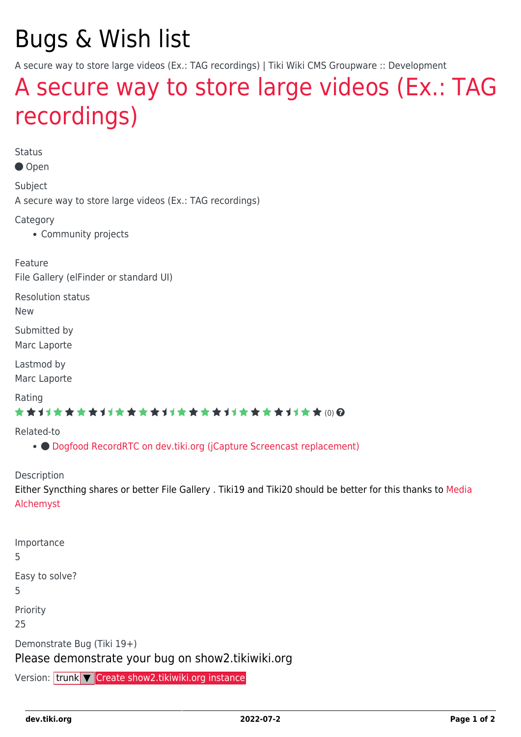# Bugs & Wish list

A secure way to store large videos (Ex.: TAG recordings) | Tiki Wiki CMS Groupware :: Development

## A secure way to store large videos (Ex.: TAG recordings)

Status

● Open

Subject

A secure way to store large videos (Ex.: TAG recordings)

Category

- Community projects

Feature

File Gallery (elFinder or standard UI)

Resolution status

New

Submitted by

Marc Laporte

Lastmod by

Marc Laporte

Rating

(0)

Related-to

- ● Dogfood RecordRTC on dev.tiki.org (jCapture Screencast replacement)

Description

Either Syncthing shares or better File Gallery . Tiki19 and Tiki20 should be better for this thanks to Media Alchemyst

Importance

5

Easy to solve?

5

Priority

25

Demonstrate Bug (Tiki 19+)

Please demonstrate your bug on show2.tikiwiki.org

Version: trunk ▼ Create show2.tikiwiki.org instance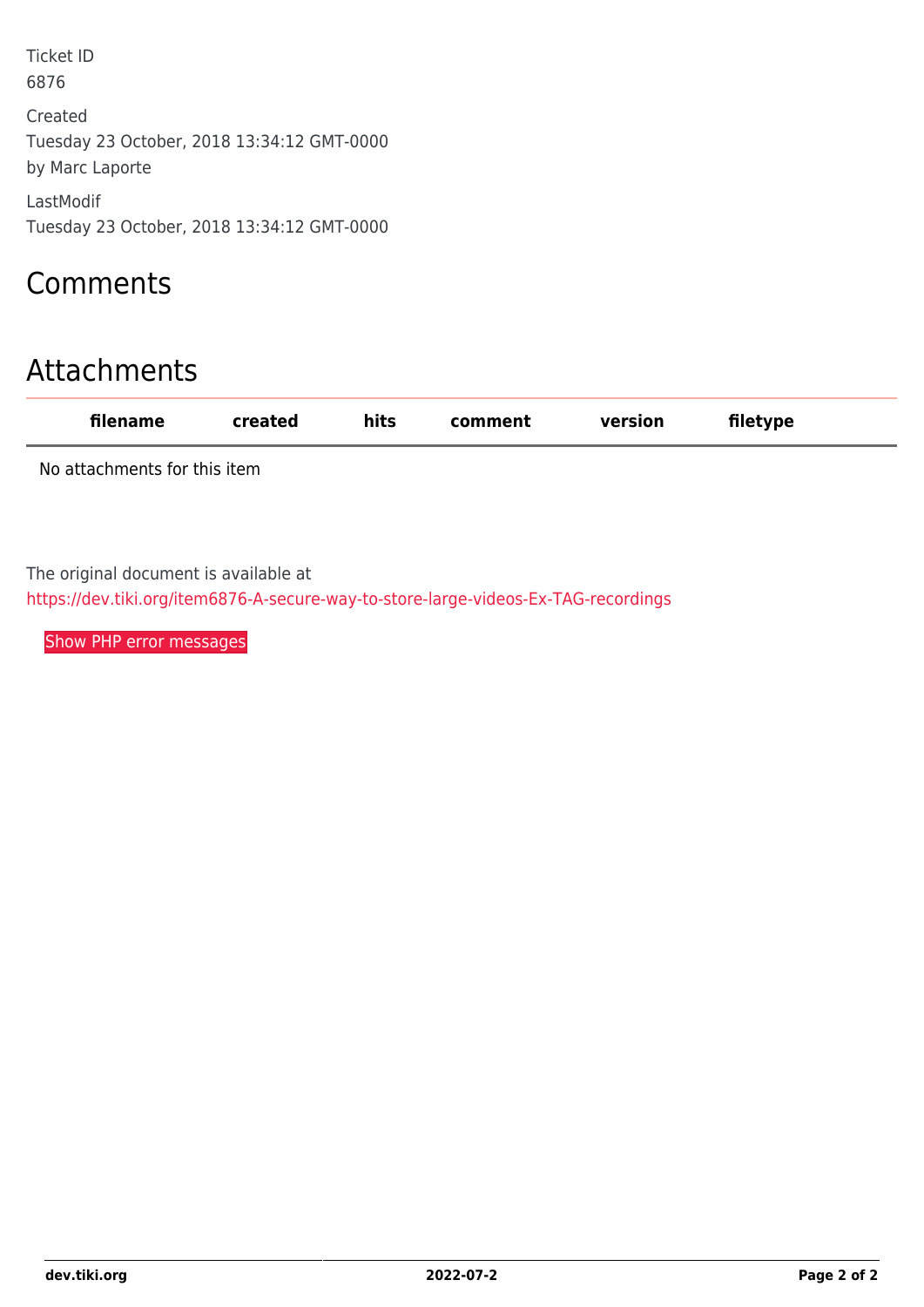Ticket ID
6876

Created
Tuesday 23 October, 2018 13:34:12 GMT-0000
by Marc Laporte

LastModif
Tuesday 23 October, 2018 13:34:12 GMT-0000

## Comments

## Attachments

| filename | created | hits | comment | version | filetype |
|---|---|---|---|---|---|
| No attachments for this item | | | | | |

The original document is available at
https://dev.tiki.org/item6876-A-secure-way-to-store-large-videos-Ex-TAG-recordings

Show PHP error messages